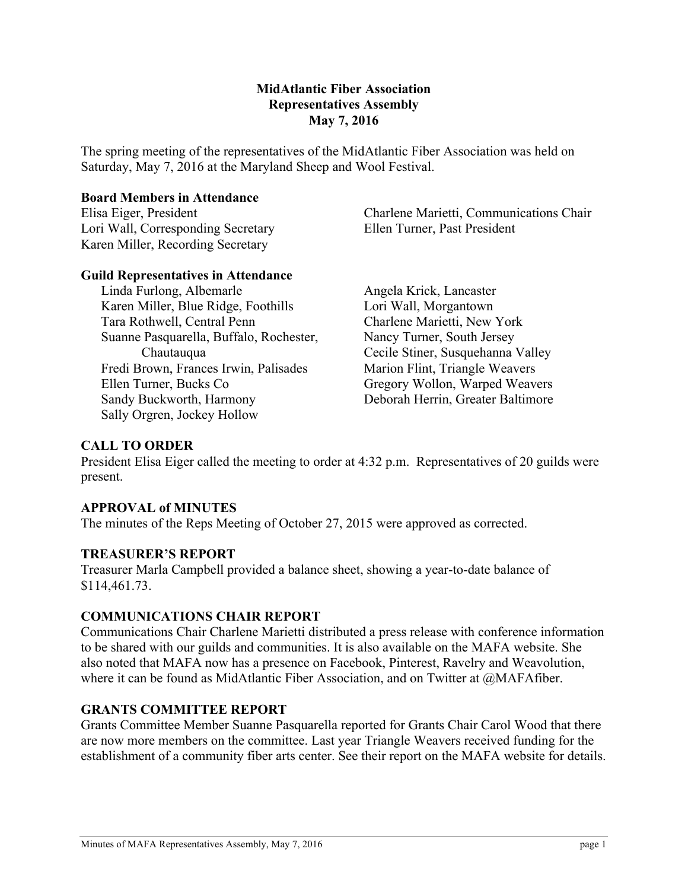# MidAtlantic Fiber Association
## Representatives Assembly
### May 7, 2016

The spring meeting of the representatives of the MidAtlantic Fiber Association was held on Saturday, May 7, 2016 at the Maryland Sheep and Wool Festival.

**Board Members in Attendance**

Elisa Eiger, President
Lori Wall, Corresponding Secretary
Karen Miller, Recording Secretary
Charlene Marietti, Communications Chair
Ellen Turner, Past President

**Guild Representatives in Attendance**

Linda Furlong, Albemarle
Karen Miller, Blue Ridge, Foothills
Tara Rothwell, Central Penn
Suanne Pasquarella, Buffalo, Rochester, Chautauqua
Fredi Brown, Frances Irwin, Palisades
Ellen Turner, Bucks Co
Sandy Buckworth, Harmony
Sally Orgren, Jockey Hollow
Angela Krick, Lancaster
Lori Wall, Morgantown
Charlene Marietti, New York
Nancy Turner, South Jersey
Cecile Stiner, Susquehanna Valley
Marion Flint, Triangle Weavers
Gregory Wollon, Warped Weavers
Deborah Herrin, Greater Baltimore

## CALL TO ORDER

President Elisa Eiger called the meeting to order at 4:32 p.m. Representatives of 20 guilds were present.

## APPROVAL of MINUTES

The minutes of the Reps Meeting of October 27, 2015 were approved as corrected.

## TREASURER'S REPORT

Treasurer Marla Campbell provided a balance sheet, showing a year-to-date balance of $114,461.73.

## COMMUNICATIONS CHAIR REPORT

Communications Chair Charlene Marietti distributed a press release with conference information to be shared with our guilds and communities. It is also available on the MAFA website. She also noted that MAFA now has a presence on Facebook, Pinterest, Ravelry and Weavolution, where it can be found as MidAtlantic Fiber Association, and on Twitter at @MAFAfiber.

## GRANTS COMMITTEE REPORT

Grants Committee Member Suanne Pasquarella reported for Grants Chair Carol Wood that there are now more members on the committee. Last year Triangle Weavers received funding for the establishment of a community fiber arts center. See their report on the MAFA website for details.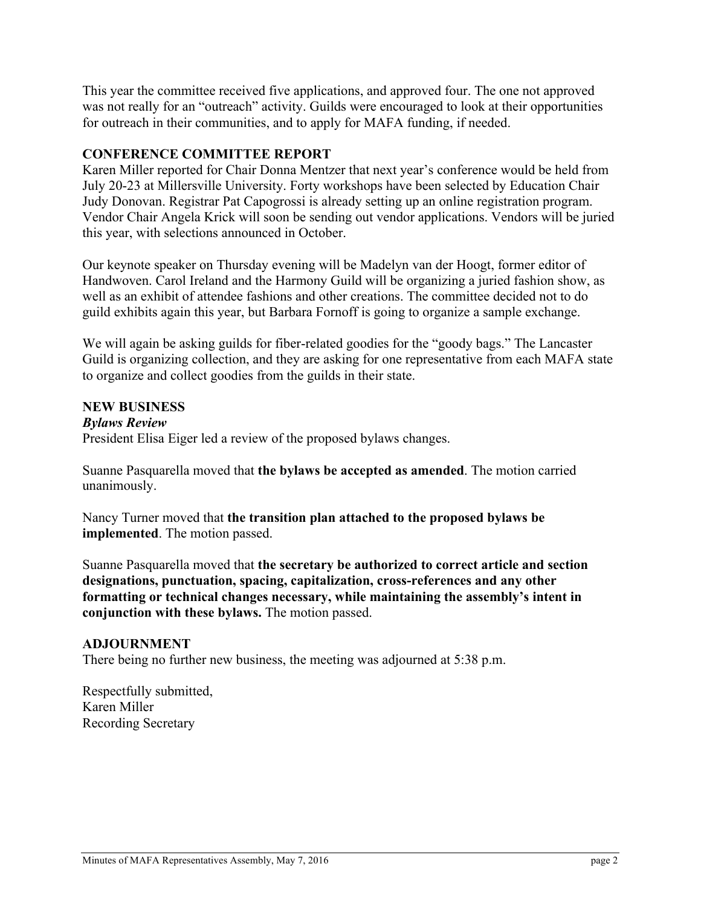This year the committee received five applications, and approved four. The one not approved was not really for an "outreach" activity. Guilds were encouraged to look at their opportunities for outreach in their communities, and to apply for MAFA funding, if needed.

**CONFERENCE COMMITTEE REPORT**

Karen Miller reported for Chair Donna Mentzer that next year's conference would be held from July 20-23 at Millersville University. Forty workshops have been selected by Education Chair Judy Donovan. Registrar Pat Capogrossi is already setting up an online registration program. Vendor Chair Angela Krick will soon be sending out vendor applications. Vendors will be juried this year, with selections announced in October.

Our keynote speaker on Thursday evening will be Madelyn van der Hoogt, former editor of Handwoven. Carol Ireland and the Harmony Guild will be organizing a juried fashion show, as well as an exhibit of attendee fashions and other creations. The committee decided not to do guild exhibits again this year, but Barbara Fornoff is going to organize a sample exchange.

We will again be asking guilds for fiber-related goodies for the "goody bags." The Lancaster Guild is organizing collection, and they are asking for one representative from each MAFA state to organize and collect goodies from the guilds in their state.

**NEW BUSINESS**

***Bylaws Review***

President Elisa Eiger led a review of the proposed bylaws changes.

Suanne Pasquarella moved that **the bylaws be accepted as amended**. The motion carried unanimously.

Nancy Turner moved that **the transition plan attached to the proposed bylaws be implemented**. The motion passed.

Suanne Pasquarella moved that **the secretary be authorized to correct article and section designations, punctuation, spacing, capitalization, cross-references and any other formatting or technical changes necessary, while maintaining the assembly's intent in conjunction with these bylaws.** The motion passed.

**ADJOURNMENT**

There being no further new business, the meeting was adjourned at 5:38 p.m.

Respectfully submitted,
Karen Miller
Recording Secretary